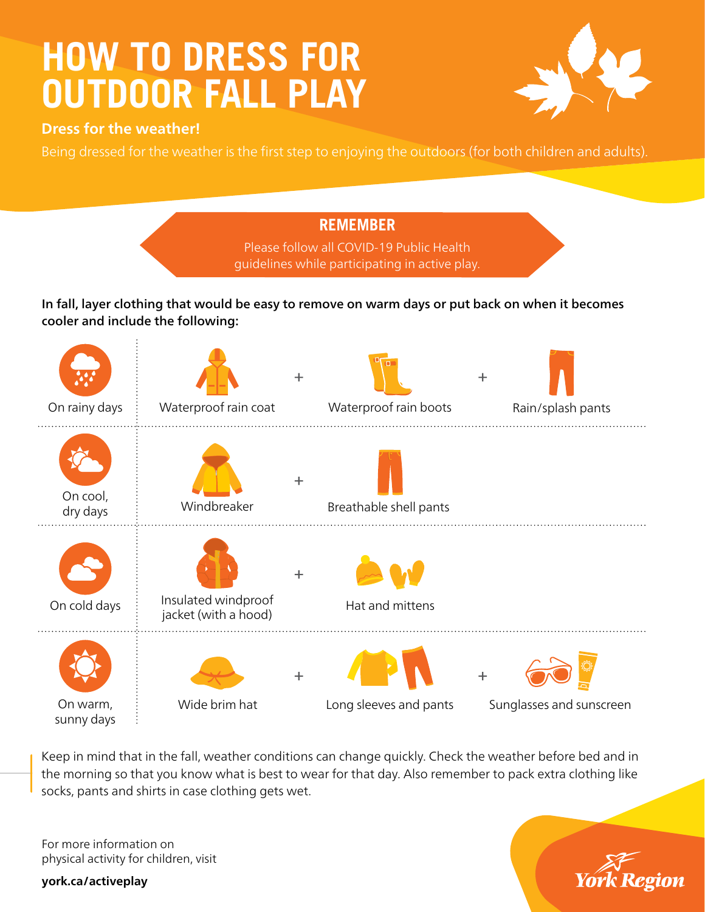# HOW TO DRESS FOR OUTDOOR FALL PLAY

**Dress for the weather!**

Being dressed for the weather is the first step to enjoying the outdoors (for both children and adults).

## REMEMBER

Please follow all COVID-19 Public Health guidelines while participating in active play.

**In fall, layer clothing that would be easy to remove on warm days or put back on when it becomes cooler and include the following:**

| | | | |
|---|---|---|---|
| On rainy days | Waterproof rain coat + | Waterproof rain boots + | Rain/splash pants |
| On cool, dry days | Windbreaker + | Breathable shell pants | |
| On cold days | Insulated windproof jacket (with a hood) + | Hat and mittens | |
| On warm, sunny days | Wide brim hat + | Long sleeves and pants + | Sunglasses and sunscreen |

Keep in mind that in the fall, weather conditions can change quickly. Check the weather before bed and in the morning so that you know what is best to wear for that day. Also remember to pack extra clothing like socks, pants and shirts in case clothing gets wet.

For more information on physical activity for children, visit

**york.ca/activeplay**

York Region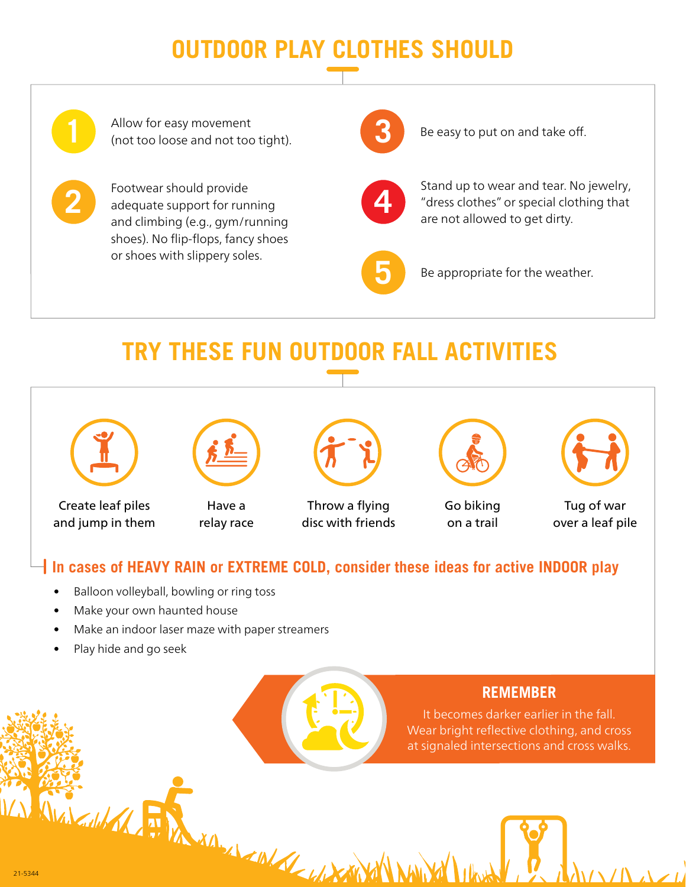# OUTDOOR PLAY CLOTHES SHOULD

1. Allow for easy movement (not too loose and not too tight).
2. Footwear should provide adequate support for running and climbing (e.g., gym/running shoes). No flip-flops, fancy shoes or shoes with slippery soles.
3. Be easy to put on and take off.
4. Stand up to wear and tear. No jewelry, "dress clothes" or special clothing that are not allowed to get dirty.
5. Be appropriate for the weather.

# TRY THESE FUN OUTDOOR FALL ACTIVITIES

- Create leaf piles and jump in them
- Have a relay race
- Throw a flying disc with friends
- Go biking on a trail
- Tug of war over a leaf pile

## In cases of HEAVY RAIN or EXTREME COLD, consider these ideas for active INDOOR play

- Balloon volleyball, bowling or ring toss
- Make your own haunted house
- Make an indoor laser maze with paper streamers
- Play hide and go seek

## REMEMBER

It becomes darker earlier in the fall. Wear bright reflective clothing, and cross at signaled intersections and cross walks.

21-5344